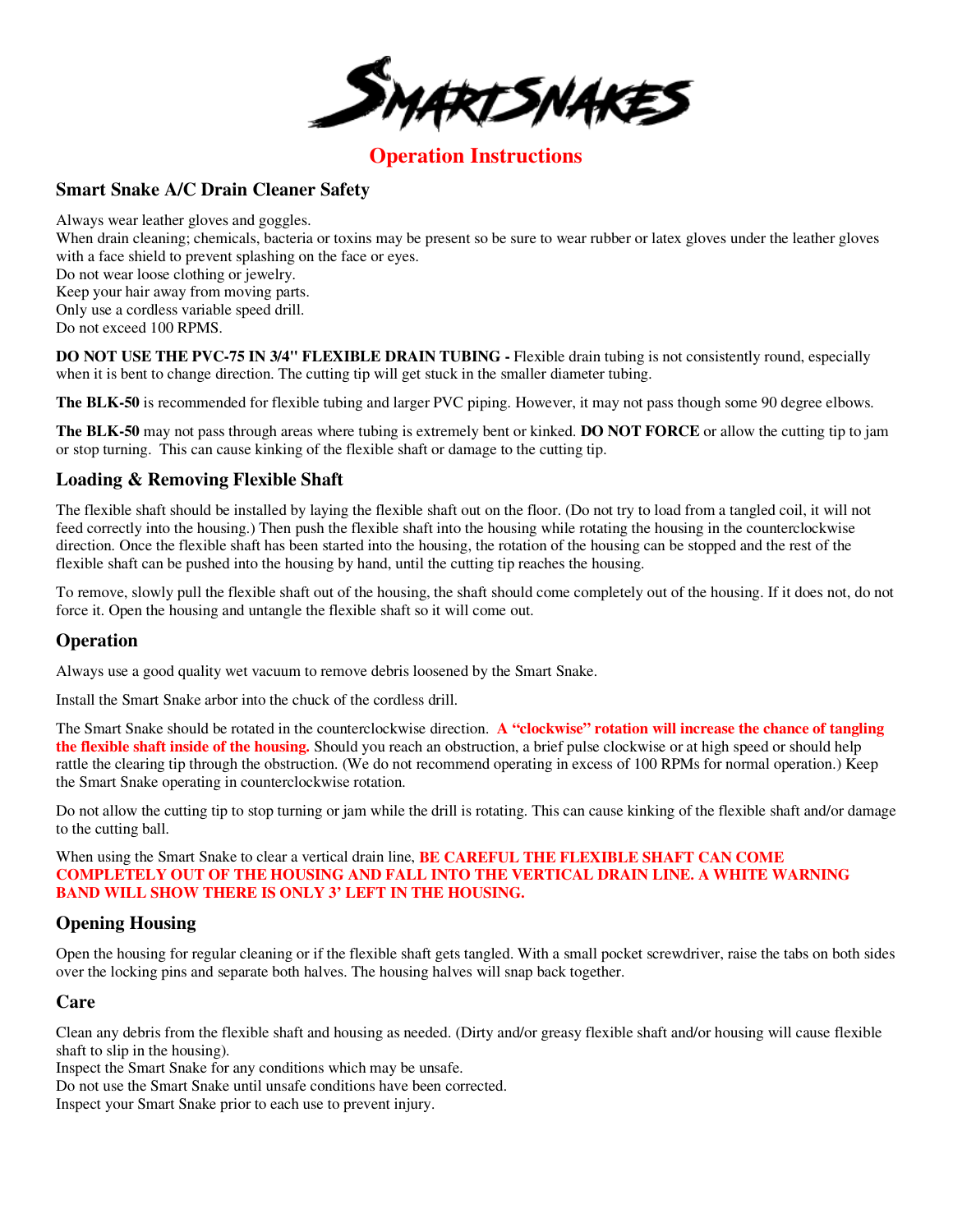# SMARTSNAKES

## Operation Instructions

### Smart Snake A/C Drain Cleaner Safety

Always wear leather gloves and goggles.
When drain cleaning; chemicals, bacteria or toxins may be present so be sure to wear rubber or latex gloves under the leather gloves with a face shield to prevent splashing on the face or eyes.
Do not wear loose clothing or jewelry.
Keep your hair away from moving parts.
Only use a cordless variable speed drill.
Do not exceed 100 RPMS.

**DO NOT USE THE PVC-75 IN 3/4" FLEXIBLE DRAIN TUBING -** Flexible drain tubing is not consistently round, especially when it is bent to change direction. The cutting tip will get stuck in the smaller diameter tubing.

**The BLK-50** is recommended for flexible tubing and larger PVC piping. However, it may not pass though some 90 degree elbows.

**The BLK-50** may not pass through areas where tubing is extremely bent or kinked. **DO NOT FORCE** or allow the cutting tip to jam or stop turning. This can cause kinking of the flexible shaft or damage to the cutting tip.

### Loading & Removing Flexible Shaft

The flexible shaft should be installed by laying the flexible shaft out on the floor. (Do not try to load from a tangled coil, it will not feed correctly into the housing.) Then push the flexible shaft into the housing while rotating the housing in the counterclockwise direction. Once the flexible shaft has been started into the housing, the rotation of the housing can be stopped and the rest of the flexible shaft can be pushed into the housing by hand, until the cutting tip reaches the housing.

To remove, slowly pull the flexible shaft out of the housing, the shaft should come completely out of the housing. If it does not, do not force it. Open the housing and untangle the flexible shaft so it will come out.

### Operation

Always use a good quality wet vacuum to remove debris loosened by the Smart Snake.

Install the Smart Snake arbor into the chuck of the cordless drill.

The Smart Snake should be rotated in the counterclockwise direction. **A "clockwise" rotation will increase the chance of tangling the flexible shaft inside of the housing.** Should you reach an obstruction, a brief pulse clockwise or at high speed or should help rattle the clearing tip through the obstruction. (We do not recommend operating in excess of 100 RPMs for normal operation.) Keep the Smart Snake operating in counterclockwise rotation.

Do not allow the cutting tip to stop turning or jam while the drill is rotating. This can cause kinking of the flexible shaft and/or damage to the cutting ball.

When using the Smart Snake to clear a vertical drain line, **BE CAREFUL THE FLEXIBLE SHAFT CAN COME COMPLETELY OUT OF THE HOUSING AND FALL INTO THE VERTICAL DRAIN LINE. A WHITE WARNING BAND WILL SHOW THERE IS ONLY 3' LEFT IN THE HOUSING.**

### Opening Housing

Open the housing for regular cleaning or if the flexible shaft gets tangled. With a small pocket screwdriver, raise the tabs on both sides over the locking pins and separate both halves. The housing halves will snap back together.

### Care

Clean any debris from the flexible shaft and housing as needed. (Dirty and/or greasy flexible shaft and/or housing will cause flexible shaft to slip in the housing).
Inspect the Smart Snake for any conditions which may be unsafe.
Do not use the Smart Snake until unsafe conditions have been corrected.
Inspect your Smart Snake prior to each use to prevent injury.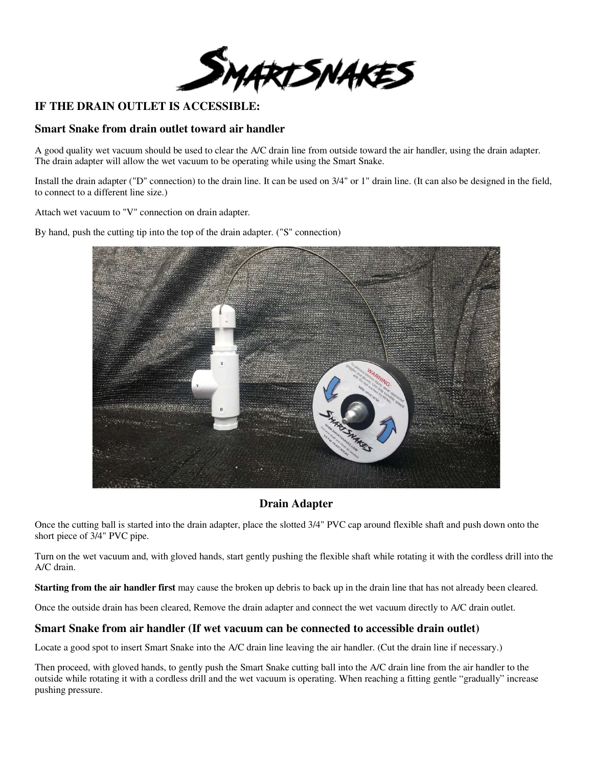# IF THE DRAIN OUTLET IS ACCESSIBLE:

## Smart Snake from drain outlet toward air handler

A good quality wet vacuum should be used to clear the A/C drain line from outside toward the air handler, using the drain adapter. The drain adapter will allow the wet vacuum to be operating while using the Smart Snake.

Install the drain adapter ("D" connection) to the drain line. It can be used on 3/4" or 1" drain line. (It can also be designed in the field, to connect to a different line size.)

Attach wet vacuum to "V" connection on drain adapter.

By hand, push the cutting tip into the top of the drain adapter. ("S" connection)

**Drain Adapter**

Once the cutting ball is started into the drain adapter, place the slotted 3/4" PVC cap around flexible shaft and push down onto the short piece of 3/4" PVC pipe.

Turn on the wet vacuum and, with gloved hands, start gently pushing the flexible shaft while rotating it with the cordless drill into the A/C drain.

**Starting from the air handler first** may cause the broken up debris to back up in the drain line that has not already been cleared.

Once the outside drain has been cleared, Remove the drain adapter and connect the wet vacuum directly to A/C drain outlet.

## Smart Snake from air handler (If wet vacuum can be connected to accessible drain outlet)

Locate a good spot to insert Smart Snake into the A/C drain line leaving the air handler. (Cut the drain line if necessary.)

Then proceed, with gloved hands, to gently push the Smart Snake cutting ball into the A/C drain line from the air handler to the outside while rotating it with a cordless drill and the wet vacuum is operating. When reaching a fitting gentle "gradually" increase pushing pressure.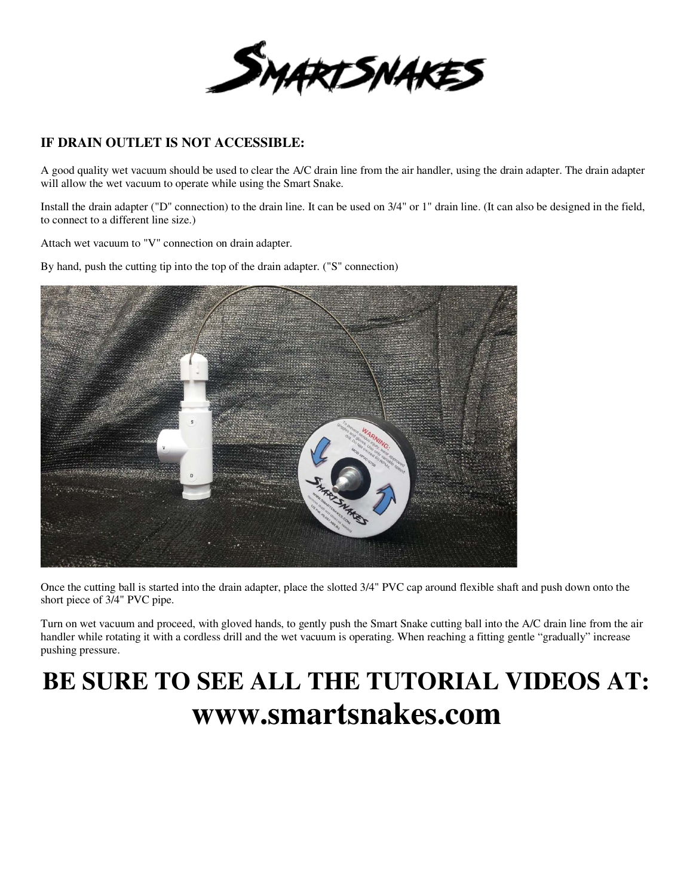**IF DRAIN OUTLET IS NOT ACCESSIBLE:**

A good quality wet vacuum should be used to clear the A/C drain line from the air handler, using the drain adapter. The drain adapter will allow the wet vacuum to operate while using the Smart Snake.

Install the drain adapter ("D" connection) to the drain line. It can be used on 3/4" or 1" drain line. (It can also be designed in the field, to connect to a different line size.)

Attach wet vacuum to "V" connection on drain adapter.

By hand, push the cutting tip into the top of the drain adapter. ("S" connection)

Once the cutting ball is started into the drain adapter, place the slotted 3/4" PVC cap around flexible shaft and push down onto the short piece of 3/4" PVC pipe.

Turn on wet vacuum and proceed, with gloved hands, to gently push the Smart Snake cutting ball into the A/C drain line from the air handler while rotating it with a cordless drill and the wet vacuum is operating. When reaching a fitting gentle "gradually" increase pushing pressure.

# BE SURE TO SEE ALL THE TUTORIAL VIDEOS AT: www.smartsnakes.com